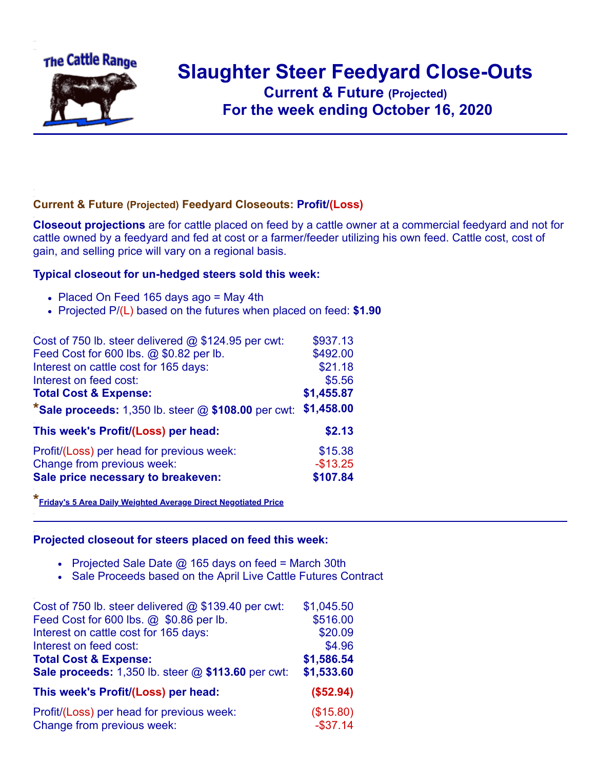# Slaughter Steer Feedyard Close-Outs

## Current & Future (Projected)

## For the week ending October 16, 2020

### Current & Future (Projected) Feedyard Closeouts: Profit/(Loss)

**Closeout projections** are for cattle placed on feed by a cattle owner at a commercial feedyard and not for cattle owned by a feedyard and fed at cost or a farmer/feeder utilizing his own feed. Cattle cost, cost of gain, and selling price will vary on a regional basis.

### Typical closeout for un-hedged steers sold this week:

- Placed On Feed 165 days ago = May 4th
- Projected P/(L) based on the futures when placed on feed: **$1.90**

| | |
|---|---|
| Cost of 750 lb. steer delivered @ $124.95 per cwt: | $937.13 |
| Feed Cost for 600 lbs. @ $0.82 per lb. | $492.00 |
| Interest on cattle cost for 165 days: | $21.18 |
| Interest on feed cost: | $5.56 |
| **Total Cost & Expense:** | **$1,455.87** |
| ***Sale proceeds:** 1,350 lb. steer @ **$108.00** per cwt: | **$1,458.00** |
| **This week's Profit/(Loss) per head:** | **$2.13** |
| Profit/(Loss) per head for previous week: | $15.38 |
| Change from previous week: | -$13.25 |
| **Sale price necessary to breakeven:** | **$107.84** |

*Friday's 5 Area Daily Weighted Average Direct Negotiated Price

### Projected closeout for steers placed on feed this week:

- Projected Sale Date @ 165 days on feed = March 30th
- Sale Proceeds based on the April Live Cattle Futures Contract

| | |
|---|---|
| Cost of 750 lb. steer delivered @ $139.40 per cwt: | $1,045.50 |
| Feed Cost for 600 lbs. @ $0.86 per lb. | $516.00 |
| Interest on cattle cost for 165 days: | $20.09 |
| Interest on feed cost: | $4.96 |
| **Total Cost & Expense:** | **$1,586.54** |
| **Sale proceeds:** 1,350 lb. steer @ **$113.60** per cwt: | **$1,533.60** |
| **This week's Profit/(Loss) per head:** | **($52.94)** |
| Profit/(Loss) per head for previous week: | ($15.80) |
| Change from previous week: | -$37.14 |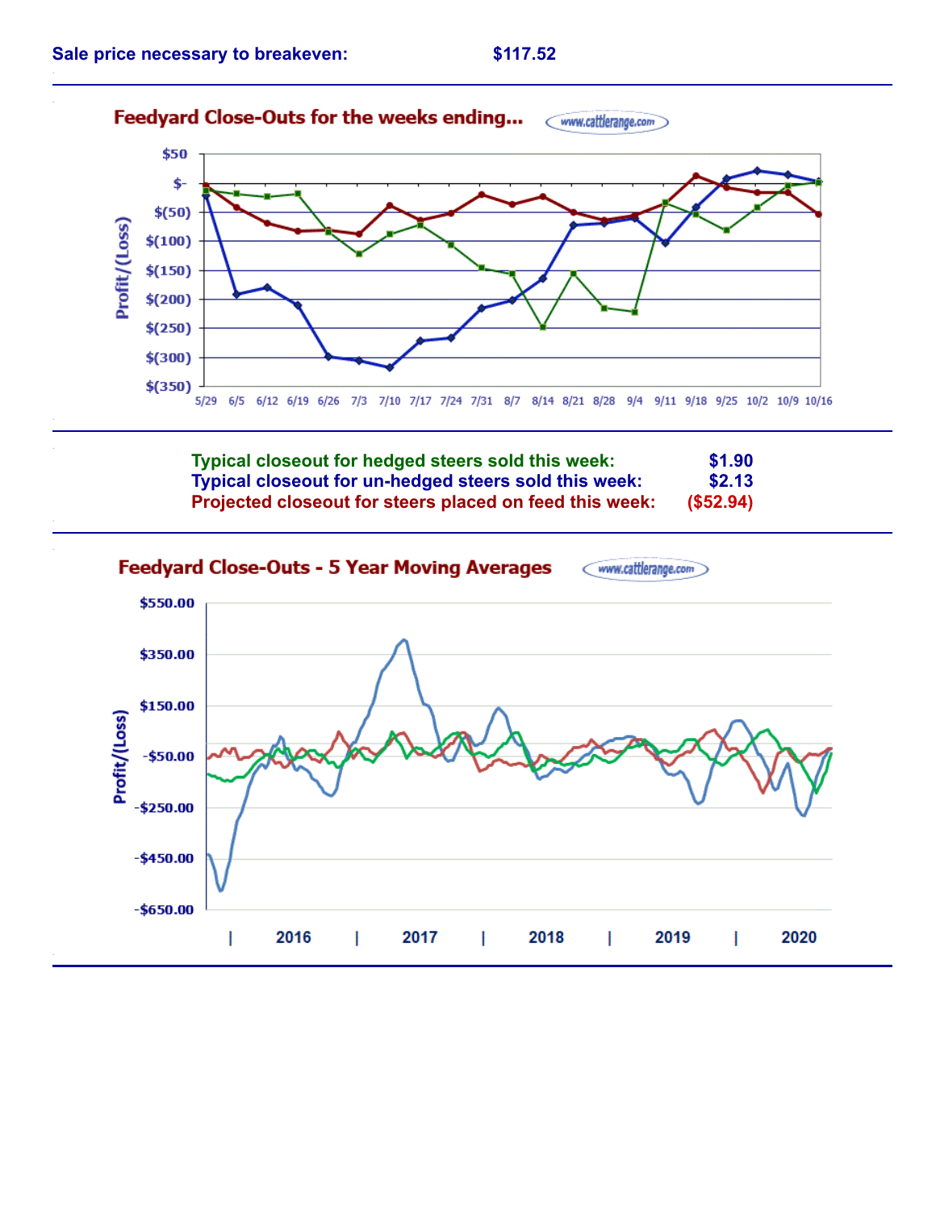**Sale price necessary to breakeven:** **$117.52**

---

## Feedyard Close-Outs for the weeks ending...

www.cattlerange.com

$50
$-
$(50)
$(100)
$(150)
$(200)
$(250)
$(300)
$(350)

Profit/(Loss)

5/29 6/5 6/12 6/19 6/26 7/3 7/10 7/17 7/24 7/31 8/7 8/14 8/21 8/28 9/4 9/11 9/18 9/25 10/2 10/9 10/16

---

**Typical closeout for hedged steers sold this week:** **$1.90**
**Typical closeout for un-hedged steers sold this week:** **$2.13**
**Projected closeout for steers placed on feed this week:** **($52.94)**

---

## Feedyard Close-Outs - 5 Year Moving Averages

www.cattlerange.com

$550.00
$350.00
$150.00
-$50.00
-$250.00
-$450.00
-$650.00

Profit/(Loss)

2016 2017 2018 2019 2020